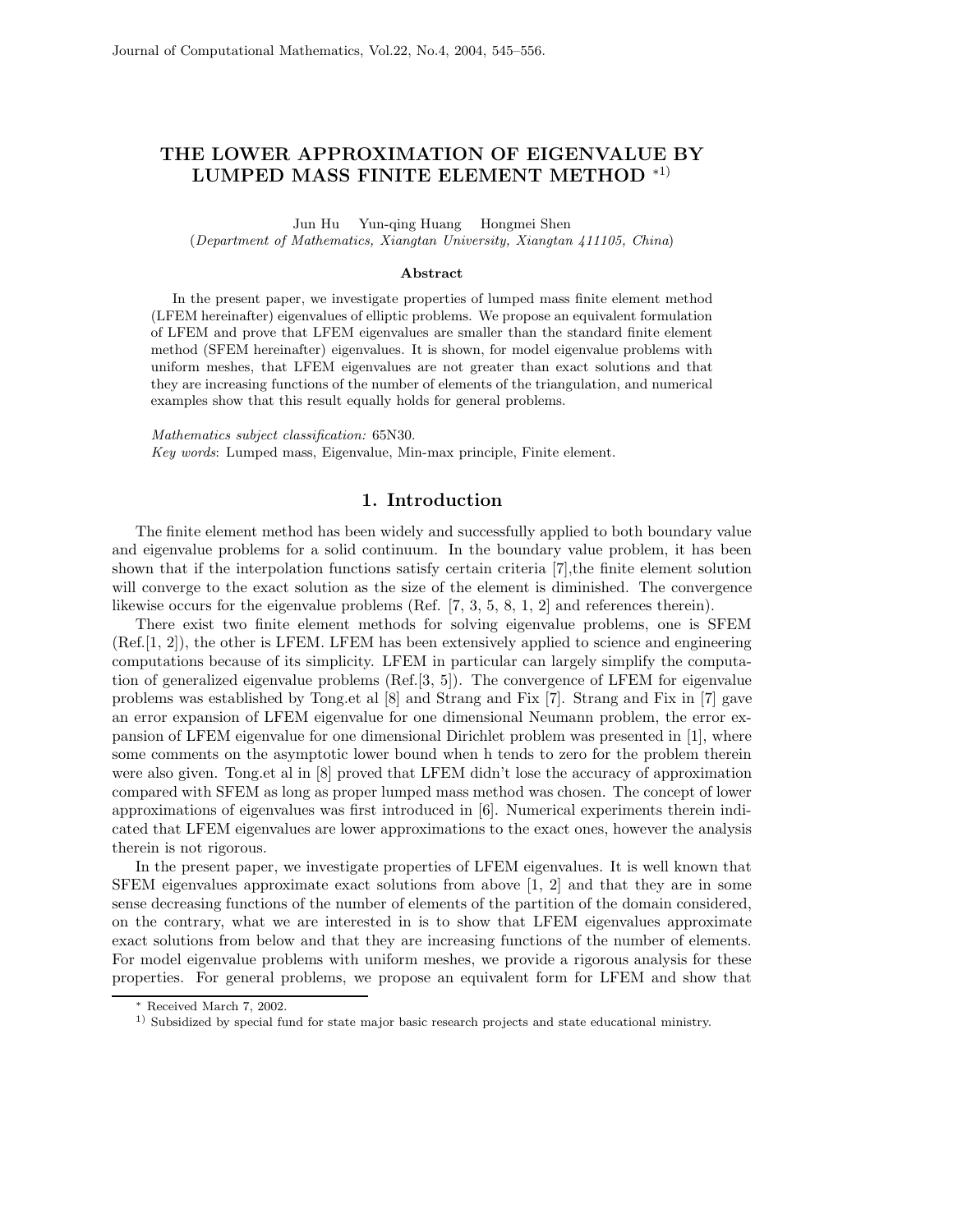# THE LOWER APPROXIMATION OF EIGENVALUE BY LUMPED MASS FINITE ELEMENT METHOD *1)

Jun Hu Yun-qing Huang Hongmei Shen

(*Department of Mathematics, Xiangtan University, Xiangtan 411105, China*)

### Abstract

In the present paper, we investigate properties of lumped mass finite element method (LFEM hereinafter) eigenvalues of elliptic problems. We propose an equivalent formulation of LFEM and prove that LFEM eigenvalues are smaller than the standard finite element method (SFEM hereinafter) eigenvalues. It is shown, for model eigenvalue problems with uniform meshes, that LFEM eigenvalues are not greater than exact solutions and that they are increasing functions of the number of elements of the triangulation, and numerical examples show that this result equally holds for general problems.

*Mathematics subject classification:* 65N30.

*Key words*: Lumped mass, Eigenvalue, Min-max principle, Finite element.

## 1. Introduction

The finite element method has been widely and successfully applied to both boundary value and eigenvalue problems for a solid continuum. In the boundary value problem, it has been shown that if the interpolation functions satisfy certain criteria [7],the finite element solution will converge to the exact solution as the size of the element is diminished. The convergence likewise occurs for the eigenvalue problems (Ref. [7, 3, 5, 8, 1, 2] and references therein).

There exist two finite element methods for solving eigenvalue problems, one is SFEM (Ref.[1, 2]), the other is LFEM. LFEM has been extensively applied to science and engineering computations because of its simplicity. LFEM in particular can largely simplify the computation of generalized eigenvalue problems (Ref.[3, 5]). The convergence of LFEM for eigenvalue problems was established by Tong.et al [8] and Strang and Fix [7]. Strang and Fix in [7] gave an error expansion of LFEM eigenvalue for one dimensional Neumann problem, the error expansion of LFEM eigenvalue for one dimensional Dirichlet problem was presented in [1], where some comments on the asymptotic lower bound when h tends to zero for the problem therein were also given. Tong.et al in [8] proved that LFEM didn't lose the accuracy of approximation compared with SFEM as long as proper lumped mass method was chosen. The concept of lower approximations of eigenvalues was first introduced in [6]. Numerical experiments therein indicated that LFEM eigenvalues are lower approximations to the exact ones, however the analysis therein is not rigorous.

In the present paper, we investigate properties of LFEM eigenvalues. It is well known that SFEM eigenvalues approximate exact solutions from above [1, 2] and that they are in some sense decreasing functions of the number of elements of the partition of the domain considered, on the contrary, what we are interested in is to show that LFEM eigenvalues approximate exact solutions from below and that they are increasing functions of the number of elements. For model eigenvalue problems with uniform meshes, we provide a rigorous analysis for these properties. For general problems, we propose an equivalent form for LFEM and show that

---

* Received March 7, 2002.

1) Subsidized by special fund for state major basic research projects and state educational ministry.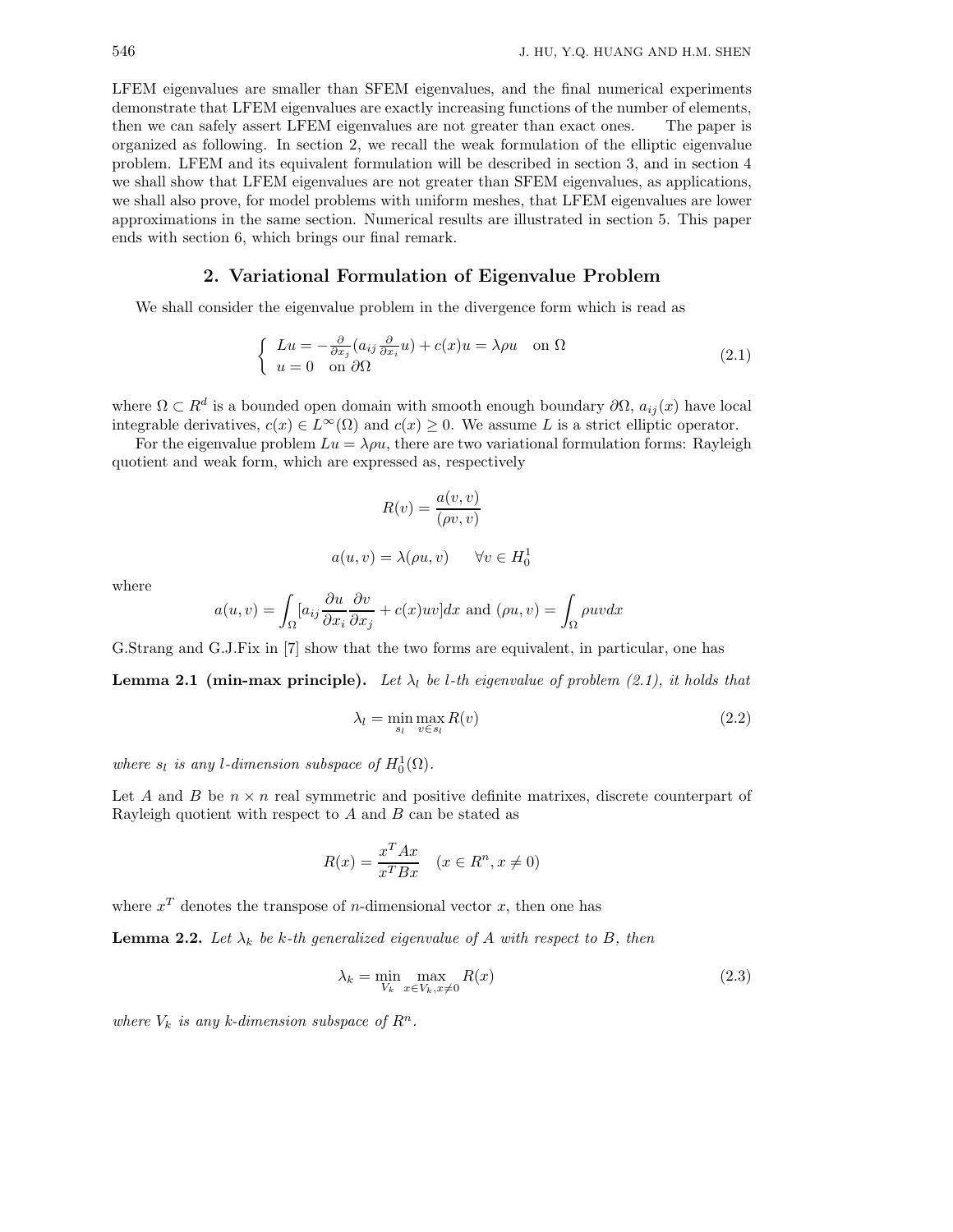LFEM eigenvalues are smaller than SFEM eigenvalues, and the final numerical experiments demonstrate that LFEM eigenvalues are exactly increasing functions of the number of elements, then we can safely assert LFEM eigenvalues are not greater than exact ones. The paper is organized as following. In section 2, we recall the weak formulation of the elliptic eigenvalue problem. LFEM and its equivalent formulation will be described in section 3, and in section 4 we shall show that LFEM eigenvalues are not greater than SFEM eigenvalues, as applications, we shall also prove, for model problems with uniform meshes, that LFEM eigenvalues are lower approximations in the same section. Numerical results are illustrated in section 5. This paper ends with section 6, which brings our final remark.

## 2. Variational Formulation of Eigenvalue Problem

We shall consider the eigenvalue problem in the divergence form which is read as

$$\begin{cases} Lu = -\frac{\partial}{\partial x_j}(a_{ij}\frac{\partial}{\partial x_i}u) + c(x)u = \lambda \rho u \quad \text{on } \Omega \\ u = 0 \quad \text{on } \partial\Omega \end{cases} \tag{2.1}$$

where $\Omega \subset R^d$ is a bounded open domain with smooth enough boundary $\partial\Omega$, $a_{ij}(x)$ have local integrable derivatives, $c(x) \in L^\infty(\Omega)$ and $c(x) \geq 0$. We assume $L$ is a strict elliptic operator.

For the eigenvalue problem $Lu = \lambda\rho u$, there are two variational formulation forms: Rayleigh quotient and weak form, which are expressed as, respectively

$$R(v) = \frac{a(v,v)}{(\rho v, v)}$$

$$a(u,v) = \lambda(\rho u, v) \qquad \forall v \in H_0^1$$

where

$$a(u,v) = \int_\Omega [a_{ij}\frac{\partial u}{\partial x_i}\frac{\partial v}{\partial x_j} + c(x)uv]dx \text{ and } (\rho u, v) = \int_\Omega \rho uv dx$$

G.Strang and G.J.Fix in [7] show that the two forms are equivalent, in particular, one has

**Lemma 2.1 (min-max principle).** *Let $\lambda_l$ be $l$-th eigenvalue of problem (2.1), it holds that*

$$\lambda_l = \min_{s_l} \max_{v \in s_l} R(v) \tag{2.2}$$

*where $s_l$ is any $l$-dimension subspace of $H_0^1(\Omega)$.*

Let $A$ and $B$ be $n \times n$ real symmetric and positive definite matrixes, discrete counterpart of Rayleigh quotient with respect to $A$ and $B$ can be stated as

$$R(x) = \frac{x^TAx}{x^TBx} \quad (x \in R^n, x \neq 0)$$

where $x^T$ denotes the transpose of $n$-dimensional vector $x$, then one has

**Lemma 2.2.** *Let $\lambda_k$ be $k$-th generalized eigenvalue of $A$ with respect to $B$, then*

$$\lambda_k = \min_{V_k} \max_{x \in V_k, x \neq 0} R(x) \tag{2.3}$$

*where $V_k$ is any $k$-dimension subspace of $R^n$.*